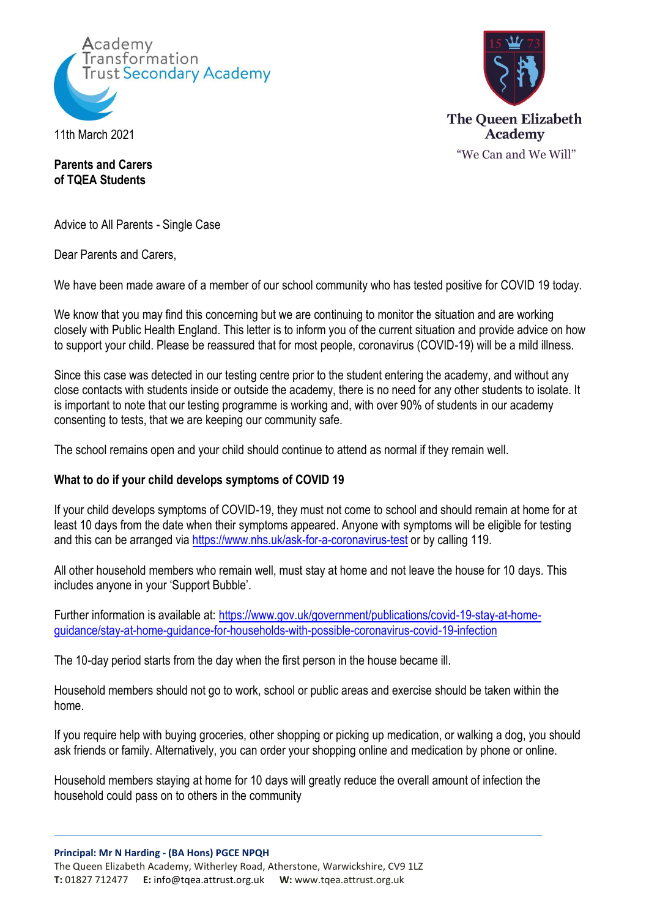Academy Transformation Trust Secondary Academy

The Queen Elizabeth Academy

"We Can and We Will"

11th March 2021

**Parents and Carers**
**of TQEA Students**

Advice to All Parents - Single Case

Dear Parents and Carers,

We have been made aware of a member of our school community who has tested positive for COVID 19 today.

We know that you may find this concerning but we are continuing to monitor the situation and are working closely with Public Health England. This letter is to inform you of the current situation and provide advice on how to support your child. Please be reassured that for most people, coronavirus (COVID-19) will be a mild illness.

Since this case was detected in our testing centre prior to the student entering the academy, and without any close contacts with students inside or outside the academy, there is no need for any other students to isolate. It is important to note that our testing programme is working and, with over 90% of students in our academy consenting to tests, that we are keeping our community safe.

The school remains open and your child should continue to attend as normal if they remain well.

**What to do if your child develops symptoms of COVID 19**

If your child develops symptoms of COVID-19, they must not come to school and should remain at home for at least 10 days from the date when their symptoms appeared. Anyone with symptoms will be eligible for testing and this can be arranged via https://www.nhs.uk/ask-for-a-coronavirus-test or by calling 119.

All other household members who remain well, must stay at home and not leave the house for 10 days. This includes anyone in your 'Support Bubble'.

Further information is available at: https://www.gov.uk/government/publications/covid-19-stay-at-home-guidance/stay-at-home-guidance-for-households-with-possible-coronavirus-covid-19-infection

The 10-day period starts from the day when the first person in the house became ill.

Household members should not go to work, school or public areas and exercise should be taken within the home.

If you require help with buying groceries, other shopping or picking up medication, or walking a dog, you should ask friends or family. Alternatively, you can order your shopping online and medication by phone or online.

Household members staying at home for 10 days will greatly reduce the overall amount of infection the household could pass on to others in the community

**Principal: Mr N Harding - (BA Hons) PGCE NPQH**
The Queen Elizabeth Academy, Witherley Road, Atherstone, Warwickshire, CV9 1LZ
**T:** 01827 712477 **E:** info@tqea.attrust.org.uk **W:** www.tqea.attrust.org.uk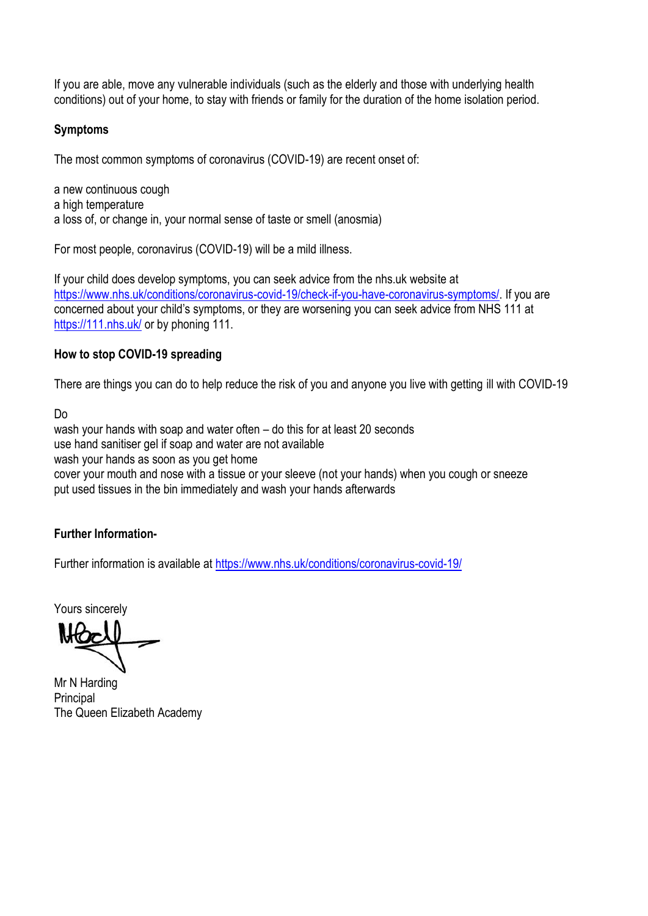If you are able, move any vulnerable individuals (such as the elderly and those with underlying health conditions) out of your home, to stay with friends or family for the duration of the home isolation period.

**Symptoms**

The most common symptoms of coronavirus (COVID-19) are recent onset of:

a new continuous cough
a high temperature
a loss of, or change in, your normal sense of taste or smell (anosmia)

For most people, coronavirus (COVID-19) will be a mild illness.

If your child does develop symptoms, you can seek advice from the nhs.uk website at https://www.nhs.uk/conditions/coronavirus-covid-19/check-if-you-have-coronavirus-symptoms/. If you are concerned about your child's symptoms, or they are worsening you can seek advice from NHS 111 at https://111.nhs.uk/ or by phoning 111.

**How to stop COVID-19 spreading**

There are things you can do to help reduce the risk of you and anyone you live with getting ill with COVID-19

Do
wash your hands with soap and water often – do this for at least 20 seconds
use hand sanitiser gel if soap and water are not available
wash your hands as soon as you get home
cover your mouth and nose with a tissue or your sleeve (not your hands) when you cough or sneeze
put used tissues in the bin immediately and wash your hands afterwards

**Further Information-**

Further information is available at https://www.nhs.uk/conditions/coronavirus-covid-19/

Yours sincerely

Mr N Harding
Principal
The Queen Elizabeth Academy